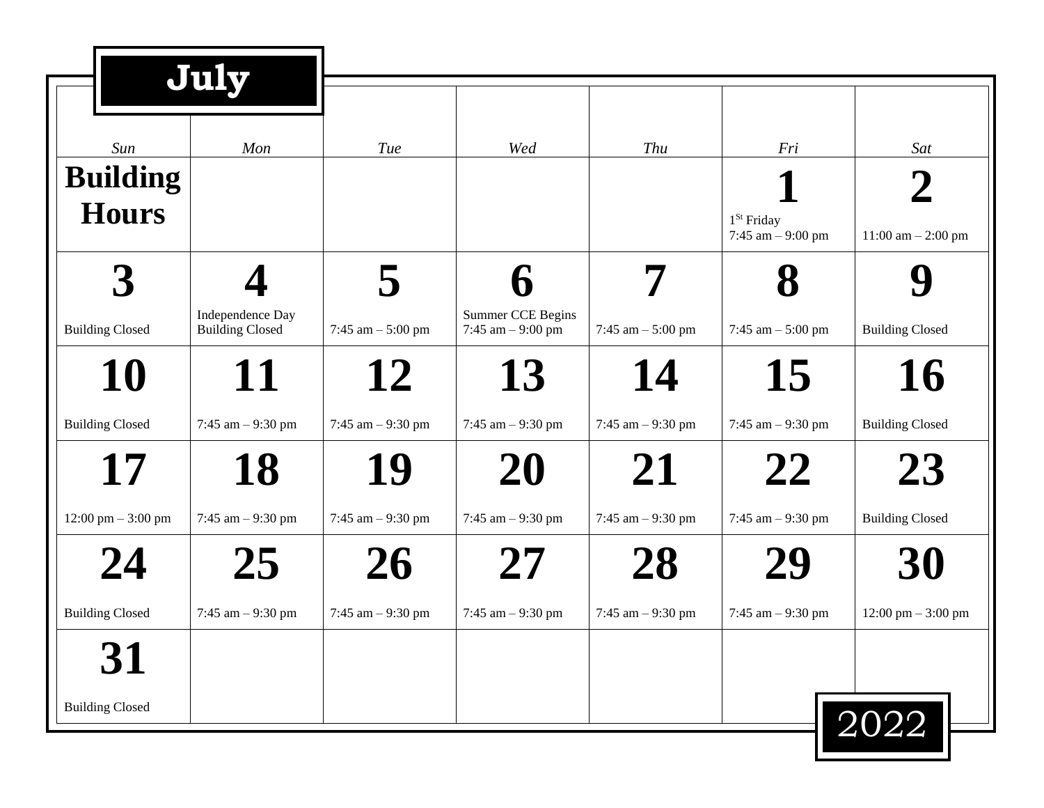# July

| Sun | Mon | Tue | Wed | Thu | Fri | Sat |
|---|---|---|---|---|---|---|
| **Building Hours** | | | | | **1**<br>1st Friday<br>7:45 am – 9:00 pm | **2**<br>11:00 am – 2:00 pm |
| **3**<br>Building Closed | **4**<br>Independence Day<br>Building Closed | **5**<br>7:45 am – 5:00 pm | **6**<br>Summer CCE Begins<br>7:45 am – 9:00 pm | **7**<br>7:45 am – 5:00 pm | **8**<br>7:45 am – 5:00 pm | **9**<br>Building Closed |
| **10**<br>Building Closed | **11**<br>7:45 am – 9:30 pm | **12**<br>7:45 am – 9:30 pm | **13**<br>7:45 am – 9:30 pm | **14**<br>7:45 am – 9:30 pm | **15**<br>7:45 am – 9:30 pm | **16**<br>Building Closed |
| **17**<br>12:00 pm – 3:00 pm | **18**<br>7:45 am – 9:30 pm | **19**<br>7:45 am – 9:30 pm | **20**<br>7:45 am – 9:30 pm | **21**<br>7:45 am – 9:30 pm | **22**<br>7:45 am – 9:30 pm | **23**<br>Building Closed |
| **24**<br>Building Closed | **25**<br>7:45 am – 9:30 pm | **26**<br>7:45 am – 9:30 pm | **27**<br>7:45 am – 9:30 pm | **28**<br>7:45 am – 9:30 pm | **29**<br>7:45 am – 9:30 pm | **30**<br>12:00 pm – 3:00 pm |
| **31**<br>Building Closed | | | | | | |

2022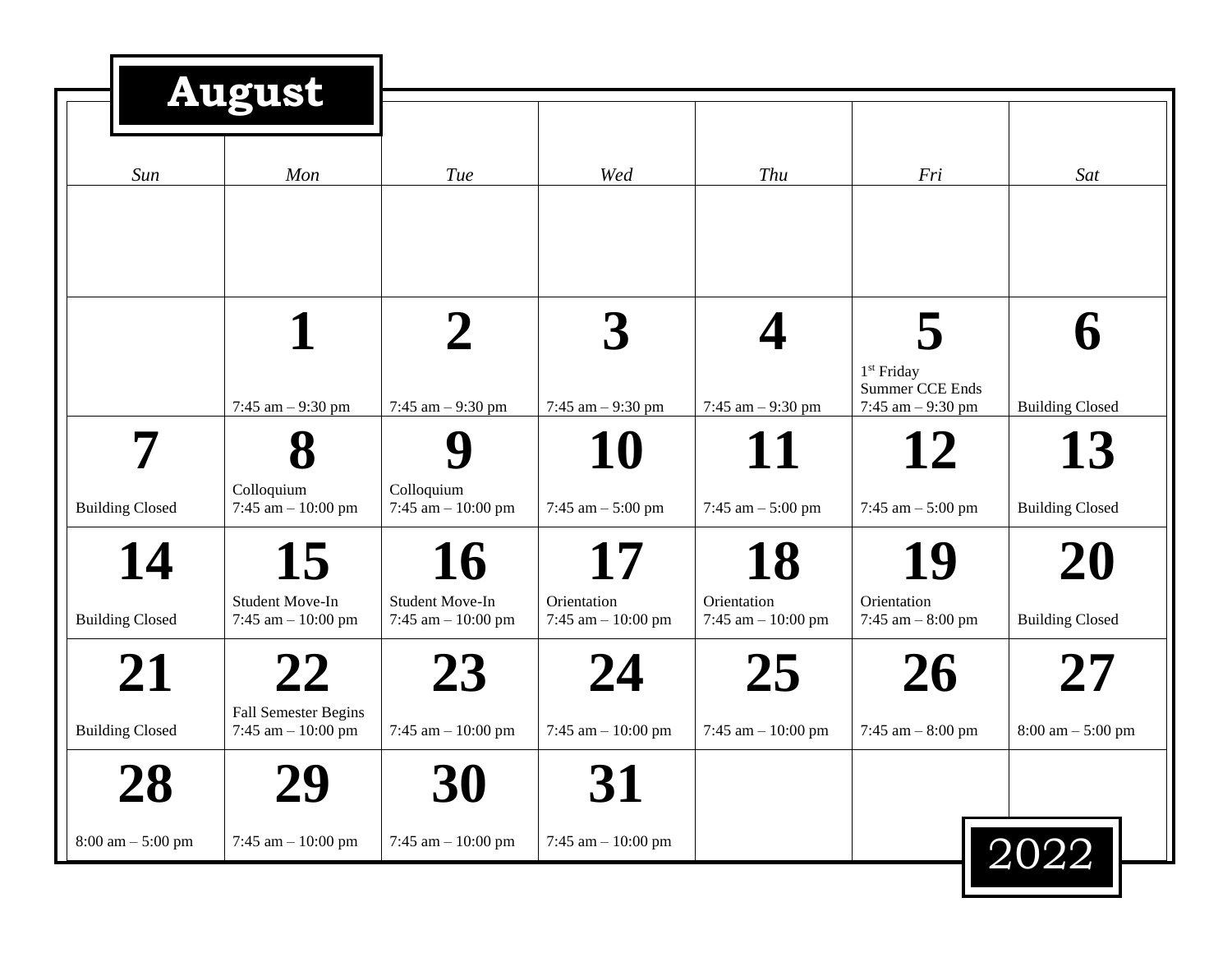# August 2022

| Sun | Mon | Tue | Wed | Thu | Fri | Sat |
|---|---|---|---|---|---|---|
| | | | | | | |
| | **1** 7:45 am – 9:30 pm | **2** 7:45 am – 9:30 pm | **3** 7:45 am – 9:30 pm | **4** 7:45 am – 9:30 pm | **5** 1st Friday Summer CCE Ends 7:45 am – 9:30 pm | **6** Building Closed |
| **7** Building Closed | **8** Colloquium 7:45 am – 10:00 pm | **9** Colloquium 7:45 am – 10:00 pm | **10** 7:45 am – 5:00 pm | **11** 7:45 am – 5:00 pm | **12** 7:45 am – 5:00 pm | **13** Building Closed |
| **14** Building Closed | **15** Student Move-In 7:45 am – 10:00 pm | **16** Student Move-In 7:45 am – 10:00 pm | **17** Orientation 7:45 am – 10:00 pm | **18** Orientation 7:45 am – 10:00 pm | **19** Orientation 7:45 am – 8:00 pm | **20** Building Closed |
| **21** Building Closed | **22** Fall Semester Begins 7:45 am – 10:00 pm | **23** 7:45 am – 10:00 pm | **24** 7:45 am – 10:00 pm | **25** 7:45 am – 10:00 pm | **26** 7:45 am – 8:00 pm | **27** 8:00 am – 5:00 pm |
| **28** 8:00 am – 5:00 pm | **29** 7:45 am – 10:00 pm | **30** 7:45 am – 10:00 pm | **31** 7:45 am – 10:00 pm | | | |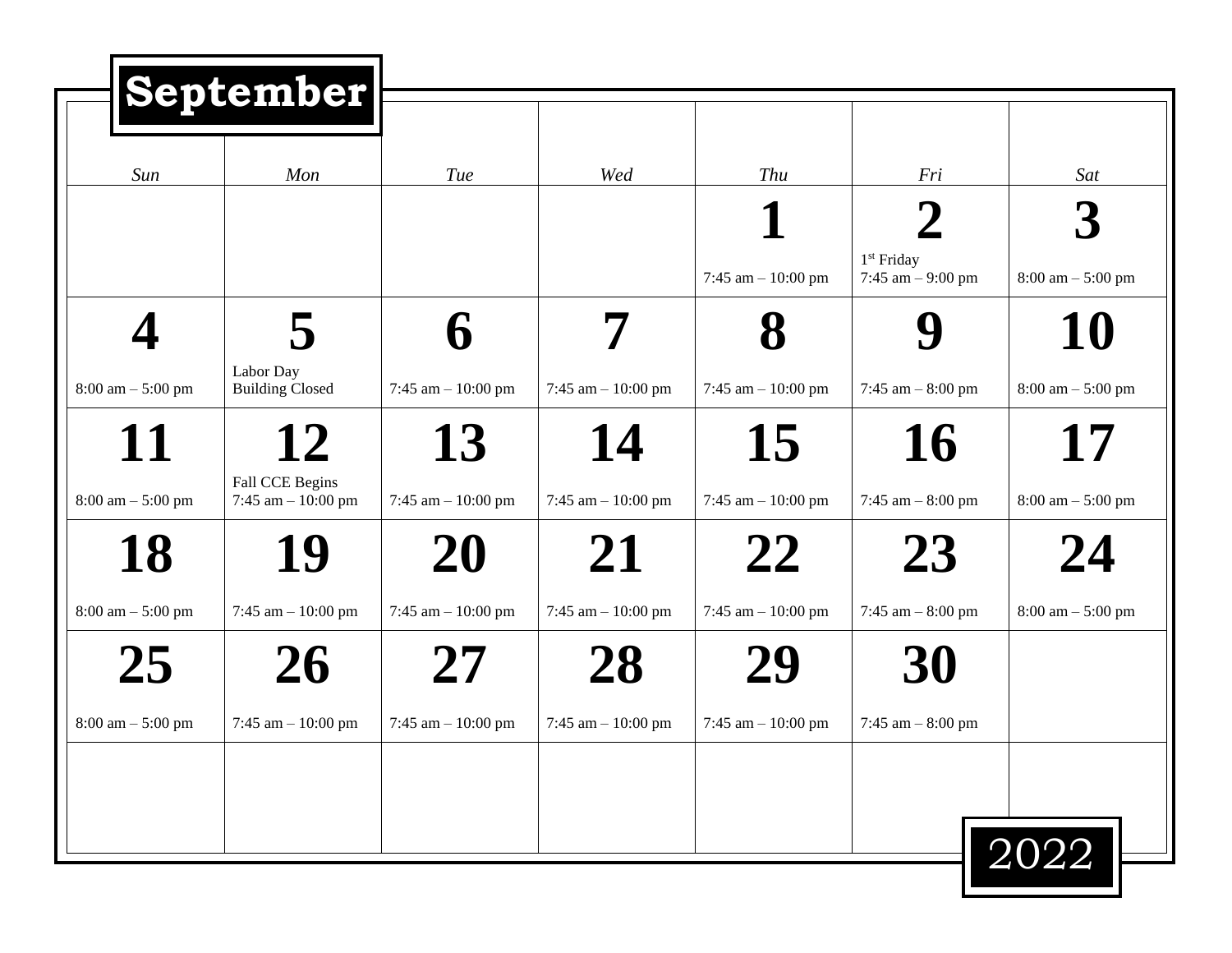# September 2022

| Sun | Mon | Tue | Wed | Thu | Fri | Sat |
|---|---|---|---|---|---|---|
| | | | | **1**<br>7:45 am – 10:00 pm | **2**<br>1st Friday<br>7:45 am – 9:00 pm | **3**<br>8:00 am – 5:00 pm |
| **4**<br>8:00 am – 5:00 pm | **5**<br>Labor Day<br>Building Closed | **6**<br>7:45 am – 10:00 pm | **7**<br>7:45 am – 10:00 pm | **8**<br>7:45 am – 10:00 pm | **9**<br>7:45 am – 8:00 pm | **10**<br>8:00 am – 5:00 pm |
| **11**<br>8:00 am – 5:00 pm | **12**<br>Fall CCE Begins<br>7:45 am – 10:00 pm | **13**<br>7:45 am – 10:00 pm | **14**<br>7:45 am – 10:00 pm | **15**<br>7:45 am – 10:00 pm | **16**<br>7:45 am – 8:00 pm | **17**<br>8:00 am – 5:00 pm |
| **18**<br>8:00 am – 5:00 pm | **19**<br>7:45 am – 10:00 pm | **20**<br>7:45 am – 10:00 pm | **21**<br>7:45 am – 10:00 pm | **22**<br>7:45 am – 10:00 pm | **23**<br>7:45 am – 8:00 pm | **24**<br>8:00 am – 5:00 pm |
| **25**<br>8:00 am – 5:00 pm | **26**<br>7:45 am – 10:00 pm | **27**<br>7:45 am – 10:00 pm | **28**<br>7:45 am – 10:00 pm | **29**<br>7:45 am – 10:00 pm | **30**<br>7:45 am – 8:00 pm | |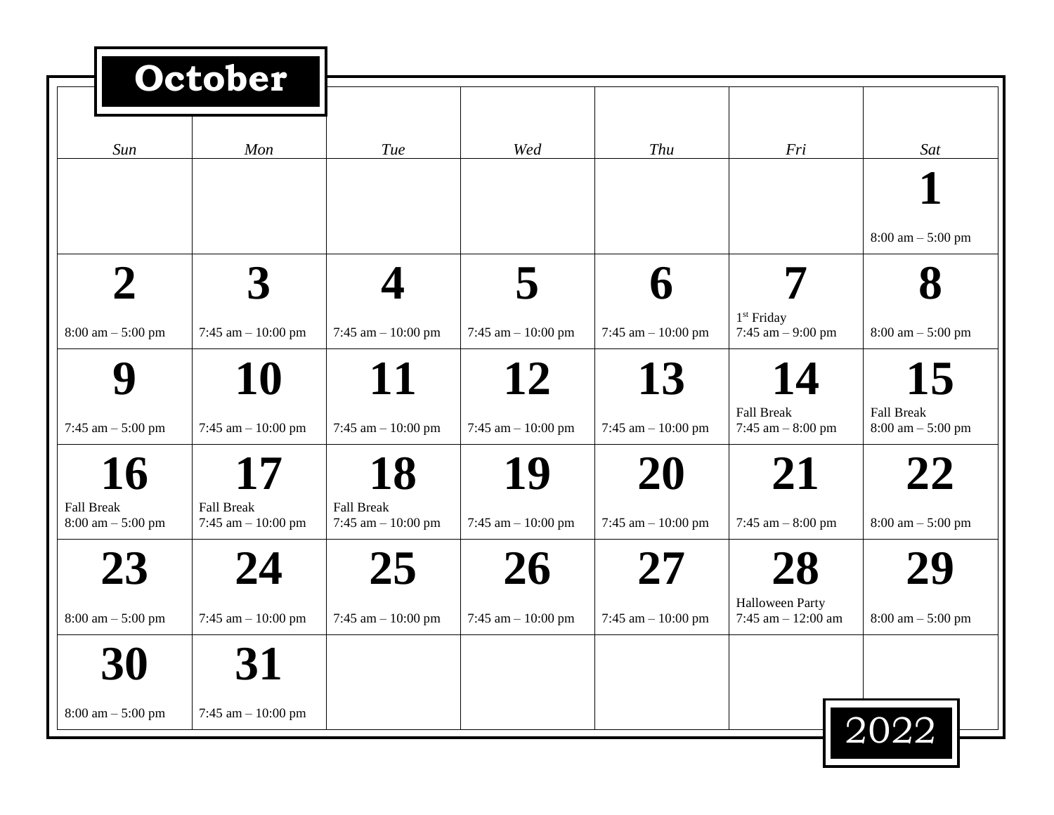# October

| Sun | Mon | Tue | Wed | Thu | Fri | Sat |
|---|---|---|---|---|---|---|
| | | | | | | **1**<br>8:00 am – 5:00 pm |
| **2**<br>8:00 am – 5:00 pm | **3**<br>7:45 am – 10:00 pm | **4**<br>7:45 am – 10:00 pm | **5**<br>7:45 am – 10:00 pm | **6**<br>7:45 am – 10:00 pm | **7**<br>1st Friday<br>7:45 am – 9:00 pm | **8**<br>8:00 am – 5:00 pm |
| **9**<br>7:45 am – 5:00 pm | **10**<br>7:45 am – 10:00 pm | **11**<br>7:45 am – 10:00 pm | **12**<br>7:45 am – 10:00 pm | **13**<br>7:45 am – 10:00 pm | **14**<br>Fall Break<br>7:45 am – 8:00 pm | **15**<br>Fall Break<br>8:00 am – 5:00 pm |
| **16**<br>Fall Break<br>8:00 am – 5:00 pm | **17**<br>Fall Break<br>7:45 am – 10:00 pm | **18**<br>Fall Break<br>7:45 am – 10:00 pm | **19**<br>7:45 am – 10:00 pm | **20**<br>7:45 am – 10:00 pm | **21**<br>7:45 am – 8:00 pm | **22**<br>8:00 am – 5:00 pm |
| **23**<br>8:00 am – 5:00 pm | **24**<br>7:45 am – 10:00 pm | **25**<br>7:45 am – 10:00 pm | **26**<br>7:45 am – 10:00 pm | **27**<br>7:45 am – 10:00 pm | **28**<br>Halloween Party<br>7:45 am – 12:00 am | **29**<br>8:00 am – 5:00 pm |
| **30**<br>8:00 am – 5:00 pm | **31**<br>7:45 am – 10:00 pm | | | | | |

2022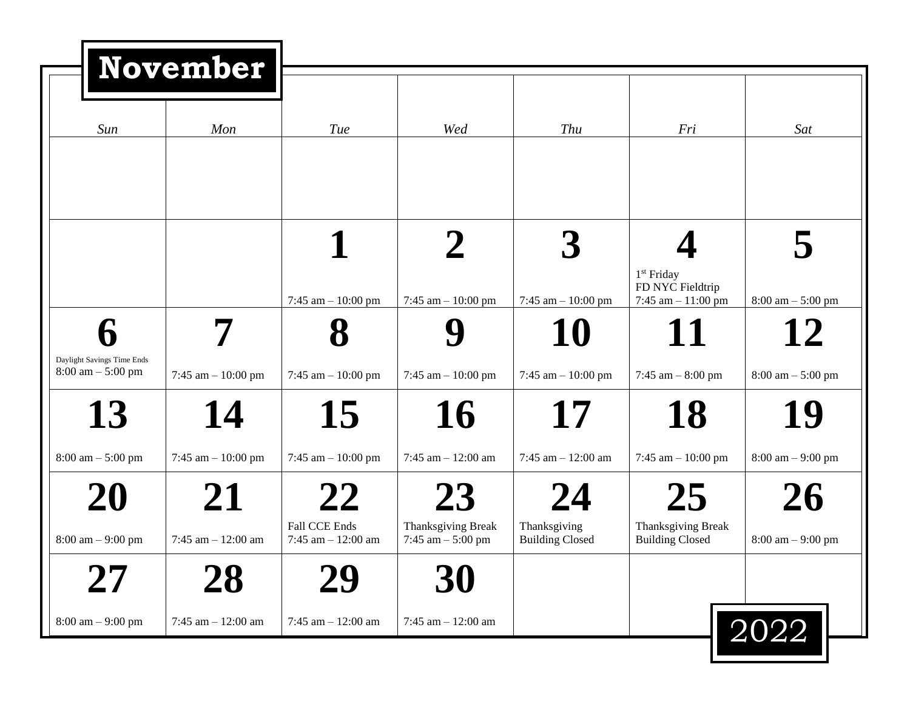# November 2022

| Sun | Mon | Tue | Wed | Thu | Fri | Sat |
|---|---|---|---|---|---|---|
| | | | | | | |
| | | **1**<br>7:45 am – 10:00 pm | **2**<br>7:45 am – 10:00 pm | **3**<br>7:45 am – 10:00 pm | **4**<br>1st Friday<br>FD NYC Fieldtrip<br>7:45 am – 11:00 pm | **5**<br>8:00 am – 5:00 pm |
| **6**<br>Daylight Savings Time Ends<br>8:00 am – 5:00 pm | **7**<br>7:45 am – 10:00 pm | **8**<br>7:45 am – 10:00 pm | **9**<br>7:45 am – 10:00 pm | **10**<br>7:45 am – 10:00 pm | **11**<br>7:45 am – 8:00 pm | **12**<br>8:00 am – 5:00 pm |
| **13**<br>8:00 am – 5:00 pm | **14**<br>7:45 am – 10:00 pm | **15**<br>7:45 am – 10:00 pm | **16**<br>7:45 am – 12:00 am | **17**<br>7:45 am – 12:00 am | **18**<br>7:45 am – 10:00 pm | **19**<br>8:00 am – 9:00 pm |
| **20**<br>8:00 am – 9:00 pm | **21**<br>7:45 am – 12:00 am | **22**<br>Fall CCE Ends<br>7:45 am – 12:00 am | **23**<br>Thanksgiving Break<br>7:45 am – 5:00 pm | **24**<br>Thanksgiving<br>Building Closed | **25**<br>Thanksgiving Break<br>Building Closed | **26**<br>8:00 am – 9:00 pm |
| **27**<br>8:00 am – 9:00 pm | **28**<br>7:45 am – 12:00 am | **29**<br>7:45 am – 12:00 am | **30**<br>7:45 am – 12:00 am | | | |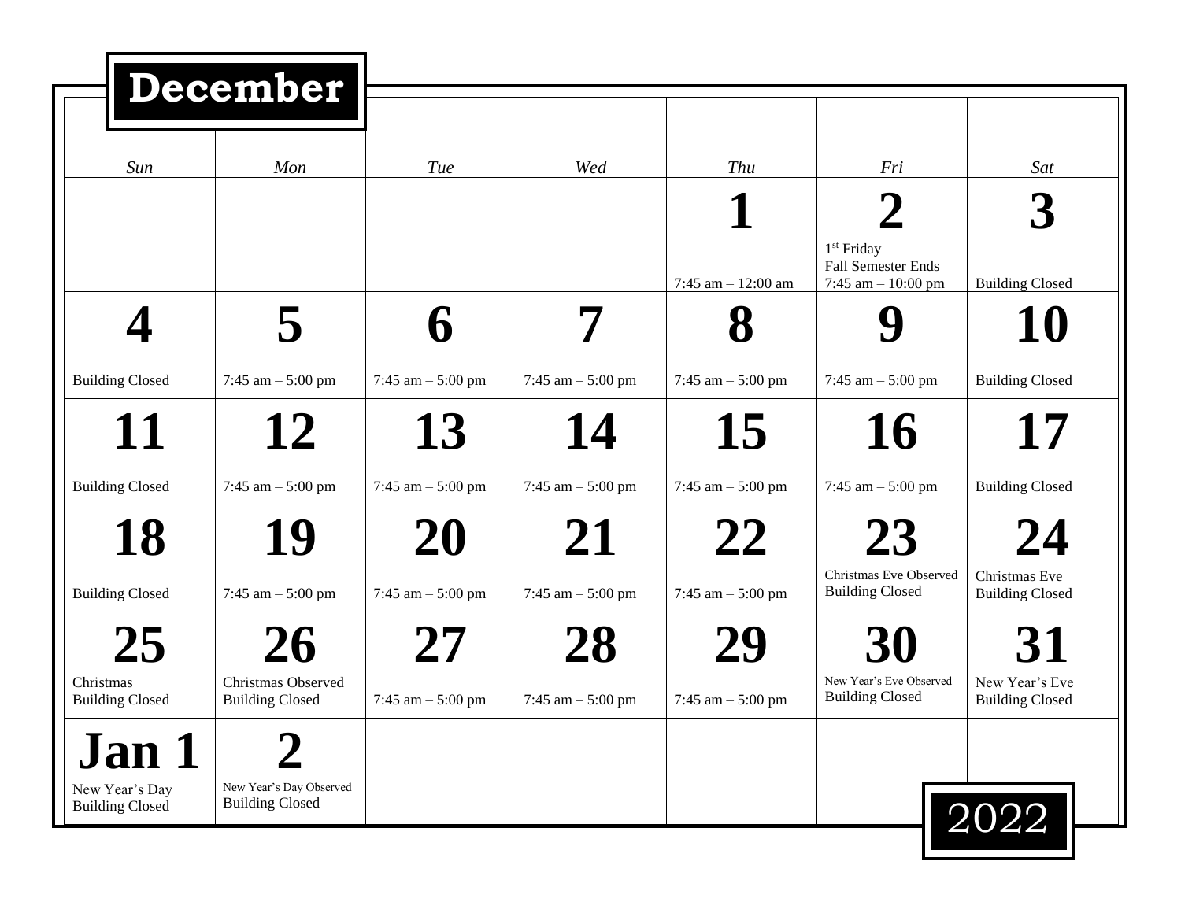# December 2022

| Sun | Mon | Tue | Wed | Thu | Fri | Sat |
|---|---|---|---|---|---|---|
| | | | | **1** 7:45 am – 12:00 am | **2** 1st Friday Fall Semester Ends 7:45 am – 10:00 pm | **3** Building Closed |
| **4** Building Closed | **5** 7:45 am – 5:00 pm | **6** 7:45 am – 5:00 pm | **7** 7:45 am – 5:00 pm | **8** 7:45 am – 5:00 pm | **9** 7:45 am – 5:00 pm | **10** Building Closed |
| **11** Building Closed | **12** 7:45 am – 5:00 pm | **13** 7:45 am – 5:00 pm | **14** 7:45 am – 5:00 pm | **15** 7:45 am – 5:00 pm | **16** 7:45 am – 5:00 pm | **17** Building Closed |
| **18** Building Closed | **19** 7:45 am – 5:00 pm | **20** 7:45 am – 5:00 pm | **21** 7:45 am – 5:00 pm | **22** 7:45 am – 5:00 pm | **23** Christmas Eve Observed Building Closed | **24** Christmas Eve Building Closed |
| **25** Christmas Building Closed | **26** Christmas Observed Building Closed | **27** 7:45 am – 5:00 pm | **28** 7:45 am – 5:00 pm | **29** 7:45 am – 5:00 pm | **30** New Year's Eve Observed Building Closed | **31** New Year's Eve Building Closed |
| **Jan 1** New Year's Day Building Closed | **2** New Year's Day Observed Building Closed | | | | | |